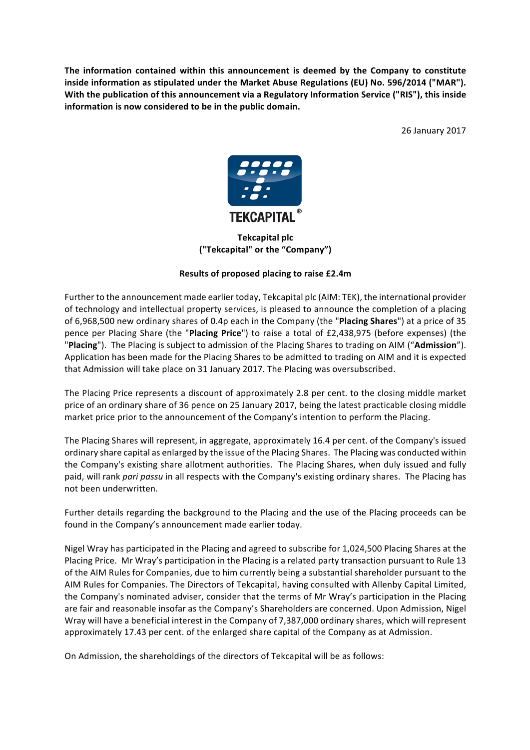**The information contained within this announcement is deemed by the Company to constitute inside information as stipulated under the Market Abuse Regulations (EU) No. 596/2014 ("MAR"). With the publication of this announcement via a Regulatory Information Service ("RIS"), this inside information is now considered to be in the public domain.**

26 January 2017

**Tekcapital plc**
**("Tekcapital" or the "Company")**

**Results of proposed placing to raise £2.4m**

Further to the announcement made earlier today, Tekcapital plc (AIM: TEK), the international provider of technology and intellectual property services, is pleased to announce the completion of a placing of 6,968,500 new ordinary shares of 0.4p each in the Company (the "**Placing Shares**") at a price of 35 pence per Placing Share (the "**Placing Price**") to raise a total of £2,438,975 (before expenses) (the "**Placing**"). The Placing is subject to admission of the Placing Shares to trading on AIM ("**Admission**"). Application has been made for the Placing Shares to be admitted to trading on AIM and it is expected that Admission will take place on 31 January 2017. The Placing was oversubscribed.

The Placing Price represents a discount of approximately 2.8 per cent. to the closing middle market price of an ordinary share of 36 pence on 25 January 2017, being the latest practicable closing middle market price prior to the announcement of the Company's intention to perform the Placing.

The Placing Shares will represent, in aggregate, approximately 16.4 per cent. of the Company's issued ordinary share capital as enlarged by the issue of the Placing Shares. The Placing was conducted within the Company's existing share allotment authorities. The Placing Shares, when duly issued and fully paid, will rank *pari passu* in all respects with the Company's existing ordinary shares. The Placing has not been underwritten.

Further details regarding the background to the Placing and the use of the Placing proceeds can be found in the Company's announcement made earlier today.

Nigel Wray has participated in the Placing and agreed to subscribe for 1,024,500 Placing Shares at the Placing Price. Mr Wray's participation in the Placing is a related party transaction pursuant to Rule 13 of the AIM Rules for Companies, due to him currently being a substantial shareholder pursuant to the AIM Rules for Companies. The Directors of Tekcapital, having consulted with Allenby Capital Limited, the Company's nominated adviser, consider that the terms of Mr Wray's participation in the Placing are fair and reasonable insofar as the Company's Shareholders are concerned. Upon Admission, Nigel Wray will have a beneficial interest in the Company of 7,387,000 ordinary shares, which will represent approximately 17.43 per cent. of the enlarged share capital of the Company as at Admission.

On Admission, the shareholdings of the directors of Tekcapital will be as follows: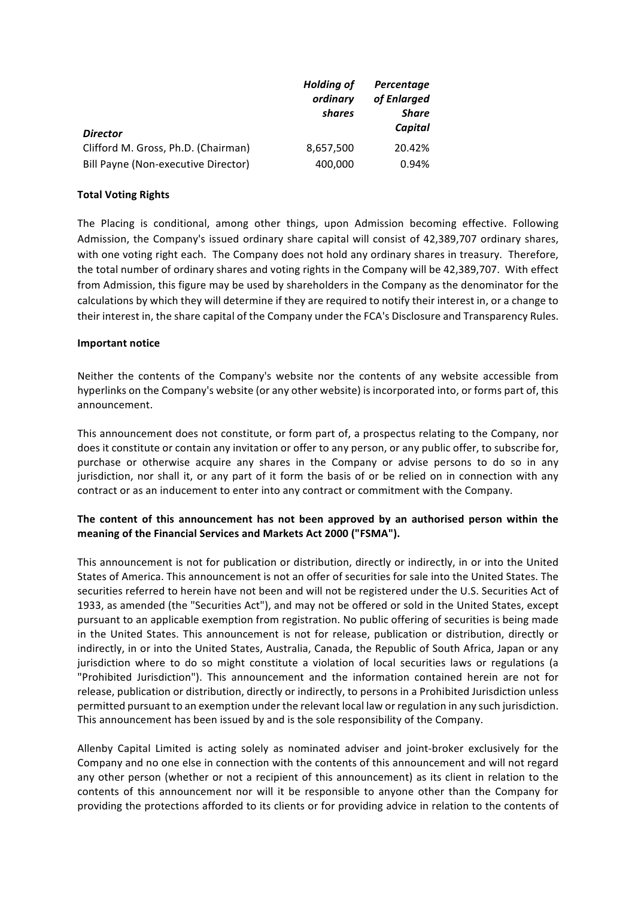| *Director* | *Holding of ordinary shares* | *Percentage of Enlarged Share Capital* |
|---|---|---|
| Clifford M. Gross, Ph.D. (Chairman) | 8,657,500 | 20.42% |
| Bill Payne (Non-executive Director) | 400,000 | 0.94% |

**Total Voting Rights**

The Placing is conditional, among other things, upon Admission becoming effective. Following Admission, the Company's issued ordinary share capital will consist of 42,389,707 ordinary shares, with one voting right each. The Company does not hold any ordinary shares in treasury. Therefore, the total number of ordinary shares and voting rights in the Company will be 42,389,707. With effect from Admission, this figure may be used by shareholders in the Company as the denominator for the calculations by which they will determine if they are required to notify their interest in, or a change to their interest in, the share capital of the Company under the FCA's Disclosure and Transparency Rules.

**Important notice**

Neither the contents of the Company's website nor the contents of any website accessible from hyperlinks on the Company's website (or any other website) is incorporated into, or forms part of, this announcement.

This announcement does not constitute, or form part of, a prospectus relating to the Company, nor does it constitute or contain any invitation or offer to any person, or any public offer, to subscribe for, purchase or otherwise acquire any shares in the Company or advise persons to do so in any jurisdiction, nor shall it, or any part of it form the basis of or be relied on in connection with any contract or as an inducement to enter into any contract or commitment with the Company.

**The content of this announcement has not been approved by an authorised person within the meaning of the Financial Services and Markets Act 2000 ("FSMA").**

This announcement is not for publication or distribution, directly or indirectly, in or into the United States of America. This announcement is not an offer of securities for sale into the United States. The securities referred to herein have not been and will not be registered under the U.S. Securities Act of 1933, as amended (the "Securities Act"), and may not be offered or sold in the United States, except pursuant to an applicable exemption from registration. No public offering of securities is being made in the United States. This announcement is not for release, publication or distribution, directly or indirectly, in or into the United States, Australia, Canada, the Republic of South Africa, Japan or any jurisdiction where to do so might constitute a violation of local securities laws or regulations (a "Prohibited Jurisdiction"). This announcement and the information contained herein are not for release, publication or distribution, directly or indirectly, to persons in a Prohibited Jurisdiction unless permitted pursuant to an exemption under the relevant local law or regulation in any such jurisdiction. This announcement has been issued by and is the sole responsibility of the Company.

Allenby Capital Limited is acting solely as nominated adviser and joint-broker exclusively for the Company and no one else in connection with the contents of this announcement and will not regard any other person (whether or not a recipient of this announcement) as its client in relation to the contents of this announcement nor will it be responsible to anyone other than the Company for providing the protections afforded to its clients or for providing advice in relation to the contents of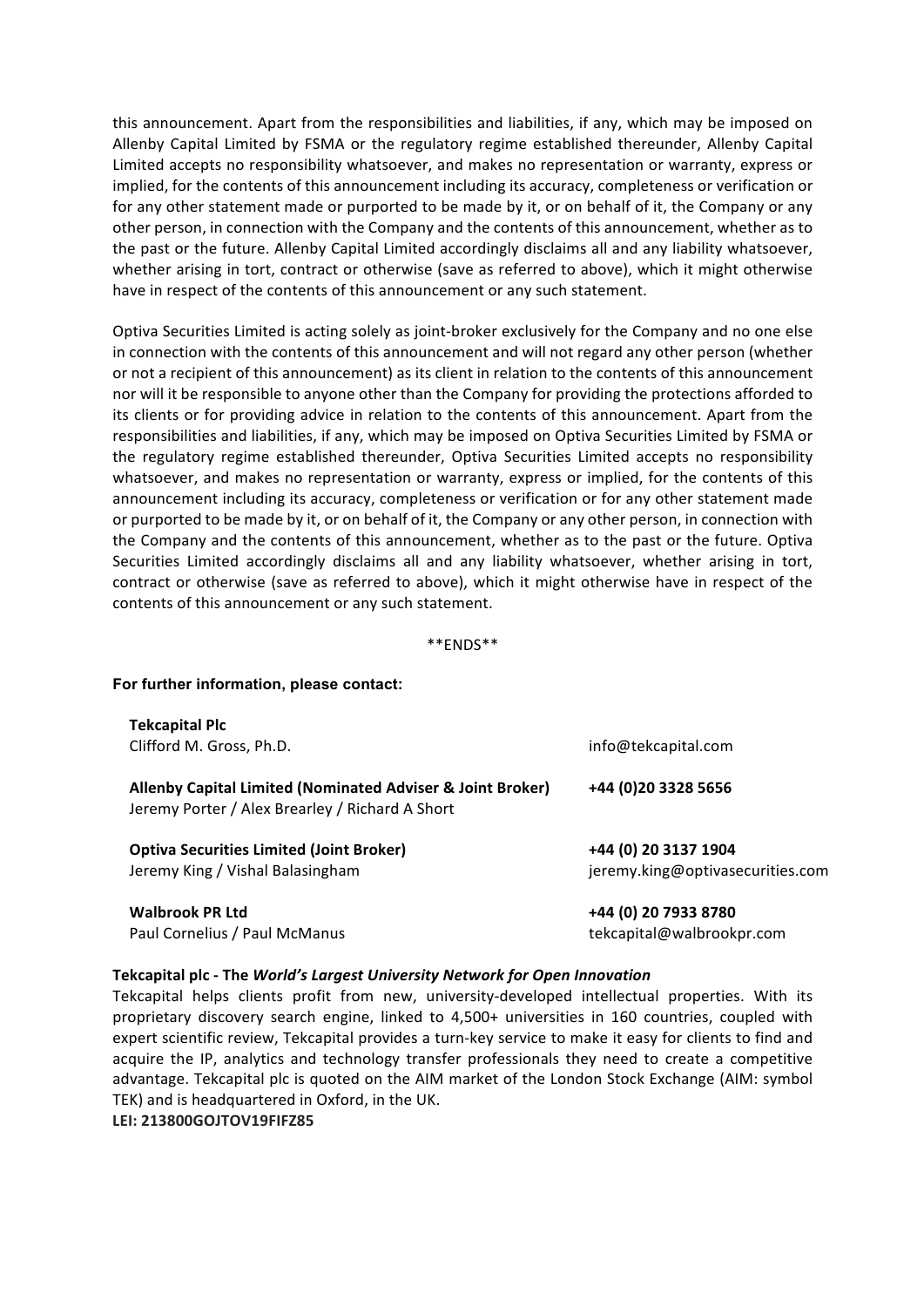this announcement. Apart from the responsibilities and liabilities, if any, which may be imposed on Allenby Capital Limited by FSMA or the regulatory regime established thereunder, Allenby Capital Limited accepts no responsibility whatsoever, and makes no representation or warranty, express or implied, for the contents of this announcement including its accuracy, completeness or verification or for any other statement made or purported to be made by it, or on behalf of it, the Company or any other person, in connection with the Company and the contents of this announcement, whether as to the past or the future. Allenby Capital Limited accordingly disclaims all and any liability whatsoever, whether arising in tort, contract or otherwise (save as referred to above), which it might otherwise have in respect of the contents of this announcement or any such statement.

Optiva Securities Limited is acting solely as joint-broker exclusively for the Company and no one else in connection with the contents of this announcement and will not regard any other person (whether or not a recipient of this announcement) as its client in relation to the contents of this announcement nor will it be responsible to anyone other than the Company for providing the protections afforded to its clients or for providing advice in relation to the contents of this announcement. Apart from the responsibilities and liabilities, if any, which may be imposed on Optiva Securities Limited by FSMA or the regulatory regime established thereunder, Optiva Securities Limited accepts no responsibility whatsoever, and makes no representation or warranty, express or implied, for the contents of this announcement including its accuracy, completeness or verification or for any other statement made or purported to be made by it, or on behalf of it, the Company or any other person, in connection with the Company and the contents of this announcement, whether as to the past or the future. Optiva Securities Limited accordingly disclaims all and any liability whatsoever, whether arising in tort, contract or otherwise (save as referred to above), which it might otherwise have in respect of the contents of this announcement or any such statement.

**ENDS**

**For further information, please contact:**

| | |
|---|---|
| **Tekcapital Plc**<br>Clifford M. Gross, Ph.D. | info@tekcapital.com |
| **Allenby Capital Limited (Nominated Adviser & Joint Broker)**<br>Jeremy Porter / Alex Brearley / Richard A Short | **+44 (0)20 3328 5656** |
| **Optiva Securities Limited (Joint Broker)**<br>Jeremy King / Vishal Balasingham | **+44 (0) 20 3137 1904**<br>jeremy.king@optivasecurities.com |
| **Walbrook PR Ltd**<br>Paul Cornelius / Paul McManus | **+44 (0) 20 7933 8780**<br>tekcapital@walbrookpr.com |

**Tekcapital plc - The *World's Largest University Network for Open Innovation***

Tekcapital helps clients profit from new, university-developed intellectual properties. With its proprietary discovery search engine, linked to 4,500+ universities in 160 countries, coupled with expert scientific review, Tekcapital provides a turn-key service to make it easy for clients to find and acquire the IP, analytics and technology transfer professionals they need to create a competitive advantage. Tekcapital plc is quoted on the AIM market of the London Stock Exchange (AIM: symbol TEK) and is headquartered in Oxford, in the UK.

**LEI: 213800GOJTOV19FIFZ85**